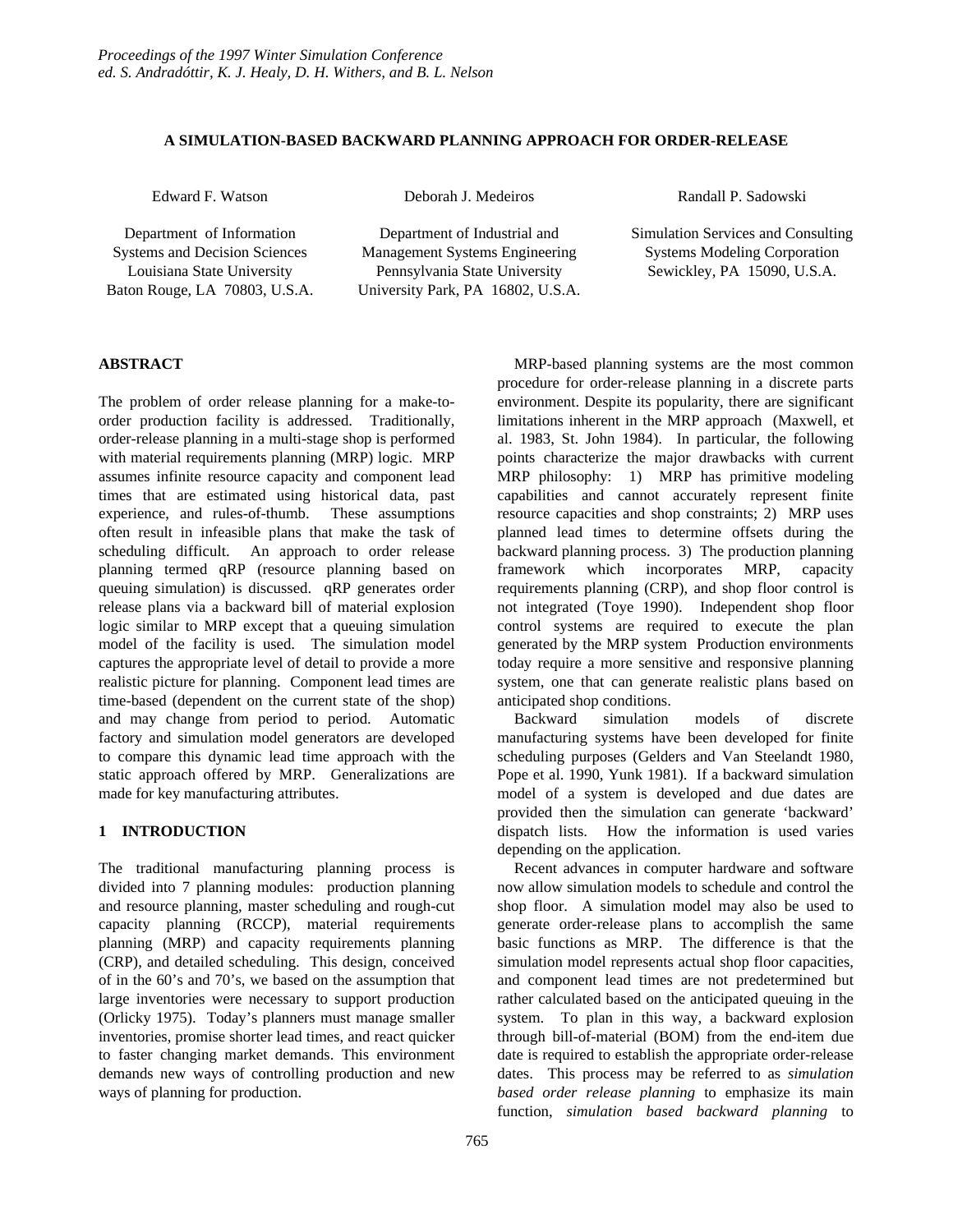# A SIMULATION-BASED BACKWARD PLANNING APPROACH FOR ORDER-RELEASE

Edward F. Watson

Department of Information Systems and Decision Sciences
Louisiana State University
Baton Rouge, LA 70803, U.S.A.

Deborah J. Medeiros

Department of Industrial and Management Systems Engineering
Pennsylvania State University
University Park, PA 16802, U.S.A.

Randall P. Sadowski

Simulation Services and Consulting
Systems Modeling Corporation
Sewickley, PA 15090, U.S.A.

## ABSTRACT

The problem of order release planning for a make-to-order production facility is addressed. Traditionally, order-release planning in a multi-stage shop is performed with material requirements planning (MRP) logic. MRP assumes infinite resource capacity and component lead times that are estimated using historical data, past experience, and rules-of-thumb. These assumptions often result in infeasible plans that make the task of scheduling difficult. An approach to order release planning termed qRP (resource planning based on queuing simulation) is discussed. qRP generates order release plans via a backward bill of material explosion logic similar to MRP except that a queuing simulation model of the facility is used. The simulation model captures the appropriate level of detail to provide a more realistic picture for planning. Component lead times are time-based (dependent on the current state of the shop) and may change from period to period. Automatic factory and simulation model generators are developed to compare this dynamic lead time approach with the static approach offered by MRP. Generalizations are made for key manufacturing attributes.

## 1 INTRODUCTION

The traditional manufacturing planning process is divided into 7 planning modules: production planning and resource planning, master scheduling and rough-cut capacity planning (RCCP), material requirements planning (MRP) and capacity requirements planning (CRP), and detailed scheduling. This design, conceived of in the 60's and 70's, we based on the assumption that large inventories were necessary to support production (Orlicky 1975). Today's planners must manage smaller inventories, promise shorter lead times, and react quicker to faster changing market demands. This environment demands new ways of controlling production and new ways of planning for production.

MRP-based planning systems are the most common procedure for order-release planning in a discrete parts environment. Despite its popularity, there are significant limitations inherent in the MRP approach (Maxwell, et al. 1983, St. John 1984). In particular, the following points characterize the major drawbacks with current MRP philosophy: 1) MRP has primitive modeling capabilities and cannot accurately represent finite resource capacities and shop constraints; 2) MRP uses planned lead times to determine offsets during the backward planning process. 3) The production planning framework which incorporates MRP, capacity requirements planning (CRP), and shop floor control is not integrated (Toye 1990). Independent shop floor control systems are required to execute the plan generated by the MRP system Production environments today require a more sensitive and responsive planning system, one that can generate realistic plans based on anticipated shop conditions.

Backward simulation models of discrete manufacturing systems have been developed for finite scheduling purposes (Gelders and Van Steelandt 1980, Pope et al. 1990, Yunk 1981). If a backward simulation model of a system is developed and due dates are provided then the simulation can generate 'backward' dispatch lists. How the information is used varies depending on the application.

Recent advances in computer hardware and software now allow simulation models to schedule and control the shop floor. A simulation model may also be used to generate order-release plans to accomplish the same basic functions as MRP. The difference is that the simulation model represents actual shop floor capacities, and component lead times are not predetermined but rather calculated based on the anticipated queuing in the system. To plan in this way, a backward explosion through bill-of-material (BOM) from the end-item due date is required to establish the appropriate order-release dates. This process may be referred to as *simulation based order release planning* to emphasize its main function, *simulation based backward planning* to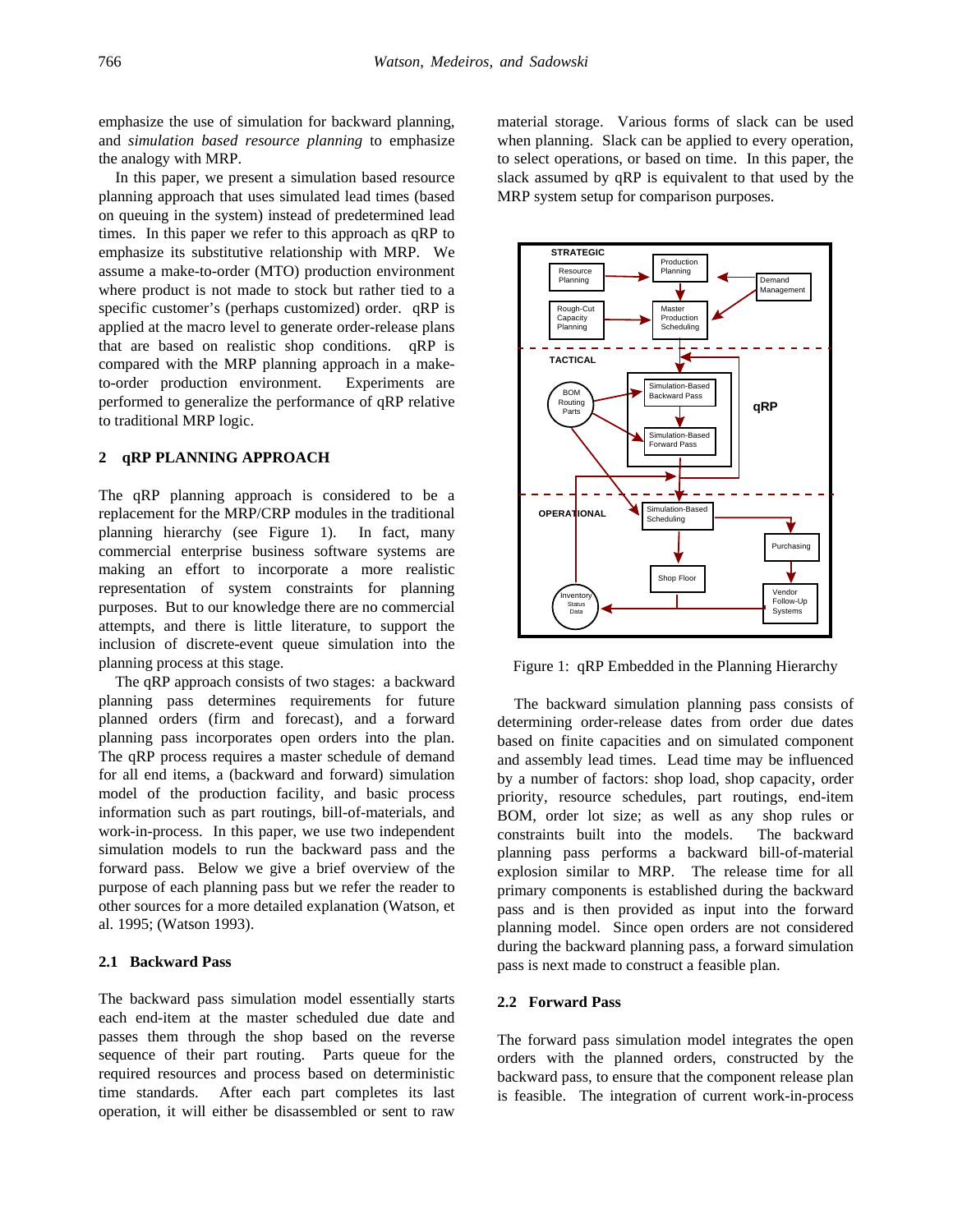emphasize the use of simulation for backward planning, and *simulation based resource planning* to emphasize the analogy with MRP.

In this paper, we present a simulation based resource planning approach that uses simulated lead times (based on queuing in the system) instead of predetermined lead times. In this paper we refer to this approach as qRP to emphasize its substitutive relationship with MRP. We assume a make-to-order (MTO) production environment where product is not made to stock but rather tied to a specific customer's (perhaps customized) order. qRP is applied at the macro level to generate order-release plans that are based on realistic shop conditions. qRP is compared with the MRP planning approach in a make-to-order production environment. Experiments are performed to generalize the performance of qRP relative to traditional MRP logic.

## 2 qRP PLANNING APPROACH

The qRP planning approach is considered to be a replacement for the MRP/CRP modules in the traditional planning hierarchy (see Figure 1). In fact, many commercial enterprise business software systems are making an effort to incorporate a more realistic representation of system constraints for planning purposes. But to our knowledge there are no commercial attempts, and there is little literature, to support the inclusion of discrete-event queue simulation into the planning process at this stage.

The qRP approach consists of two stages: a backward planning pass determines requirements for future planned orders (firm and forecast), and a forward planning pass incorporates open orders into the plan. The qRP process requires a master schedule of demand for all end items, a (backward and forward) simulation model of the production facility, and basic process information such as part routings, bill-of-materials, and work-in-process. In this paper, we use two independent simulation models to run the backward pass and the forward pass. Below we give a brief overview of the purpose of each planning pass but we refer the reader to other sources for a more detailed explanation (Watson, et al. 1995; (Watson 1993).

### 2.1 Backward Pass

The backward pass simulation model essentially starts each end-item at the master scheduled due date and passes them through the shop based on the reverse sequence of their part routing. Parts queue for the required resources and process based on deterministic time standards. After each part completes its last operation, it will either be disassembled or sent to raw material storage. Various forms of slack can be used when planning. Slack can be applied to every operation, to select operations, or based on time. In this paper, the slack assumed by qRP is equivalent to that used by the MRP system setup for comparison purposes.

Figure 1: qRP Embedded in the Planning Hierarchy

The backward simulation planning pass consists of determining order-release dates from order due dates based on finite capacities and on simulated component and assembly lead times. Lead time may be influenced by a number of factors: shop load, shop capacity, order priority, resource schedules, part routings, end-item BOM, order lot size; as well as any shop rules or constraints built into the models. The backward planning pass performs a backward bill-of-material explosion similar to MRP. The release time for all primary components is established during the backward pass and is then provided as input into the forward planning model. Since open orders are not considered during the backward planning pass, a forward simulation pass is next made to construct a feasible plan.

### 2.2 Forward Pass

The forward pass simulation model integrates the open orders with the planned orders, constructed by the backward pass, to ensure that the component release plan is feasible. The integration of current work-in-process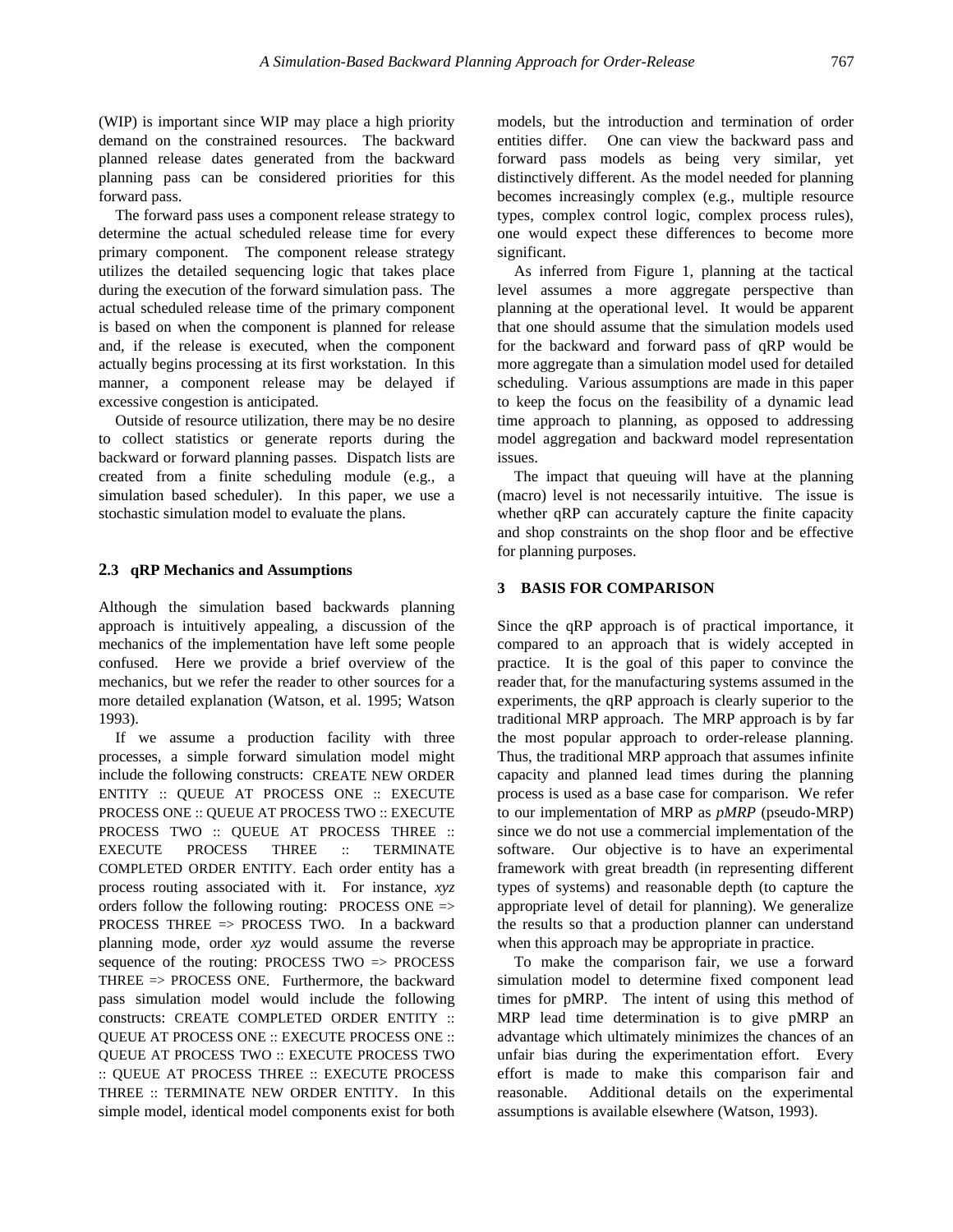(WIP) is important since WIP may place a high priority demand on the constrained resources. The backward planned release dates generated from the backward planning pass can be considered priorities for this forward pass.

The forward pass uses a component release strategy to determine the actual scheduled release time for every primary component. The component release strategy utilizes the detailed sequencing logic that takes place during the execution of the forward simulation pass. The actual scheduled release time of the primary component is based on when the component is planned for release and, if the release is executed, when the component actually begins processing at its first workstation. In this manner, a component release may be delayed if excessive congestion is anticipated.

Outside of resource utilization, there may be no desire to collect statistics or generate reports during the backward or forward planning passes. Dispatch lists are created from a finite scheduling module (e.g., a simulation based scheduler). In this paper, we use a stochastic simulation model to evaluate the plans.

### 2.3 qRP Mechanics and Assumptions

Although the simulation based backwards planning approach is intuitively appealing, a discussion of the mechanics of the implementation have left some people confused. Here we provide a brief overview of the mechanics, but we refer the reader to other sources for a more detailed explanation (Watson, et al. 1995; Watson 1993).

If we assume a production facility with three processes, a simple forward simulation model might include the following constructs: CREATE NEW ORDER ENTITY :: QUEUE AT PROCESS ONE :: EXECUTE PROCESS ONE :: QUEUE AT PROCESS TWO :: EXECUTE PROCESS TWO :: QUEUE AT PROCESS THREE :: EXECUTE PROCESS THREE :: TERMINATE COMPLETED ORDER ENTITY. Each order entity has a process routing associated with it. For instance, *xyz* orders follow the following routing: PROCESS ONE => PROCESS THREE => PROCESS TWO. In a backward planning mode, order *xyz* would assume the reverse sequence of the routing: PROCESS TWO => PROCESS THREE => PROCESS ONE. Furthermore, the backward pass simulation model would include the following constructs: CREATE COMPLETED ORDER ENTITY :: QUEUE AT PROCESS ONE :: EXECUTE PROCESS ONE :: QUEUE AT PROCESS TWO :: EXECUTE PROCESS TWO :: QUEUE AT PROCESS THREE :: EXECUTE PROCESS THREE :: TERMINATE NEW ORDER ENTITY. In this simple model, identical model components exist for both models, but the introduction and termination of order entities differ. One can view the backward pass and forward pass models as being very similar, yet distinctively different. As the model needed for planning becomes increasingly complex (e.g., multiple resource types, complex control logic, complex process rules), one would expect these differences to become more significant.

As inferred from Figure 1, planning at the tactical level assumes a more aggregate perspective than planning at the operational level. It would be apparent that one should assume that the simulation models used for the backward and forward pass of qRP would be more aggregate than a simulation model used for detailed scheduling. Various assumptions are made in this paper to keep the focus on the feasibility of a dynamic lead time approach to planning, as opposed to addressing model aggregation and backward model representation issues.

The impact that queuing will have at the planning (macro) level is not necessarily intuitive. The issue is whether qRP can accurately capture the finite capacity and shop constraints on the shop floor and be effective for planning purposes.

## 3 BASIS FOR COMPARISON

Since the qRP approach is of practical importance, it compared to an approach that is widely accepted in practice. It is the goal of this paper to convince the reader that, for the manufacturing systems assumed in the experiments, the qRP approach is clearly superior to the traditional MRP approach. The MRP approach is by far the most popular approach to order-release planning. Thus, the traditional MRP approach that assumes infinite capacity and planned lead times during the planning process is used as a base case for comparison. We refer to our implementation of MRP as *pMRP* (pseudo-MRP) since we do not use a commercial implementation of the software. Our objective is to have an experimental framework with great breadth (in representing different types of systems) and reasonable depth (to capture the appropriate level of detail for planning). We generalize the results so that a production planner can understand when this approach may be appropriate in practice.

To make the comparison fair, we use a forward simulation model to determine fixed component lead times for pMRP. The intent of using this method of MRP lead time determination is to give pMRP an advantage which ultimately minimizes the chances of an unfair bias during the experimentation effort. Every effort is made to make this comparison fair and reasonable. Additional details on the experimental assumptions is available elsewhere (Watson, 1993).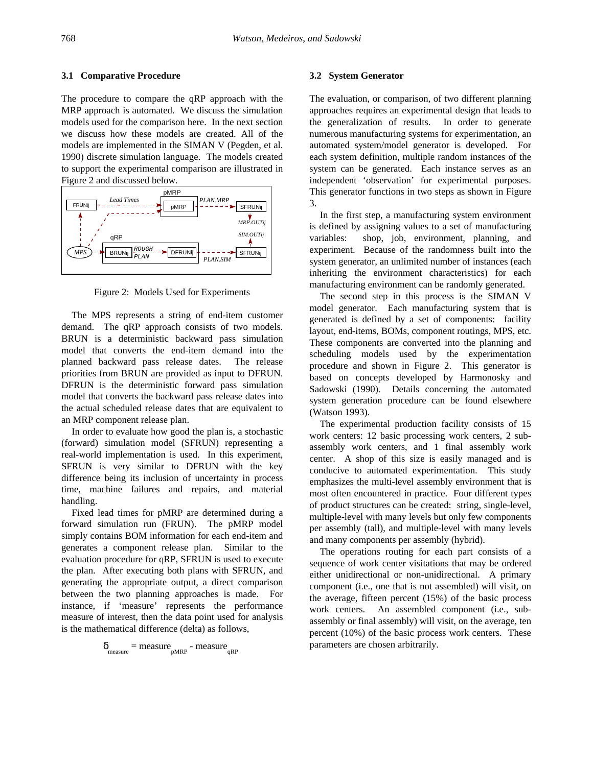### 3.1 Comparative Procedure

The procedure to compare the qRP approach with the MRP approach is automated. We discuss the simulation models used for the comparison here. In the next section we discuss how these models are created. All of the models are implemented in the SIMAN V (Pegden, et al. 1990) discrete simulation language. The models created to support the experimental comparison are illustrated in Figure 2 and discussed below.

Figure 2: Models Used for Experiments

The MPS represents a string of end-item customer demand. The qRP approach consists of two models. BRUN is a deterministic backward pass simulation model that converts the end-item demand into the planned backward pass release dates. The release priorities from BRUN are provided as input to DFRUN. DFRUN is the deterministic forward pass simulation model that converts the backward pass release dates into the actual scheduled release dates that are equivalent to an MRP component release plan.

In order to evaluate how good the plan is, a stochastic (forward) simulation model (SFRUN) representing a real-world implementation is used. In this experiment, SFRUN is very similar to DFRUN with the key difference being its inclusion of uncertainty in process time, machine failures and repairs, and material handling.

Fixed lead times for pMRP are determined during a forward simulation run (FRUN). The pMRP model simply contains BOM information for each end-item and generates a component release plan. Similar to the evaluation procedure for qRP, SFRUN is used to execute the plan. After executing both plans with SFRUN, and generating the appropriate output, a direct comparison between the two planning approaches is made. For instance, if 'measure' represents the performance measure of interest, then the data point used for analysis is the mathematical difference (delta) as follows,

$$\delta_{measure} = measure_{pMRP} - measure_{qRP}$$

### 3.2 System Generator

The evaluation, or comparison, of two different planning approaches requires an experimental design that leads to the generalization of results. In order to generate numerous manufacturing systems for experimentation, an automated system/model generator is developed. For each system definition, multiple random instances of the system can be generated. Each instance serves as an independent 'observation' for experimental purposes. This generator functions in two steps as shown in Figure 3.

In the first step, a manufacturing system environment is defined by assigning values to a set of manufacturing variables: shop, job, environment, planning, and experiment. Because of the randomness built into the system generator, an unlimited number of instances (each inheriting the environment characteristics) for each manufacturing environment can be randomly generated.

The second step in this process is the SIMAN V model generator. Each manufacturing system that is generated is defined by a set of components: facility layout, end-items, BOMs, component routings, MPS, etc. These components are converted into the planning and scheduling models used by the experimentation procedure and shown in Figure 2. This generator is based on concepts developed by Harmonosky and Sadowski (1990). Details concerning the automated system generation procedure can be found elsewhere (Watson 1993).

The experimental production facility consists of 15 work centers: 12 basic processing work centers, 2 sub-assembly work centers, and 1 final assembly work center. A shop of this size is easily managed and is conducive to automated experimentation. This study emphasizes the multi-level assembly environment that is most often encountered in practice. Four different types of product structures can be created: string, single-level, multiple-level with many levels but only few components per assembly (tall), and multiple-level with many levels and many components per assembly (hybrid).

The operations routing for each part consists of a sequence of work center visitations that may be ordered either unidirectional or non-unidirectional. A primary component (i.e., one that is not assembled) will visit, on the average, fifteen percent (15%) of the basic process work centers. An assembled component (i.e., sub-assembly or final assembly) will visit, on the average, ten percent (10%) of the basic process work centers. These parameters are chosen arbitrarily.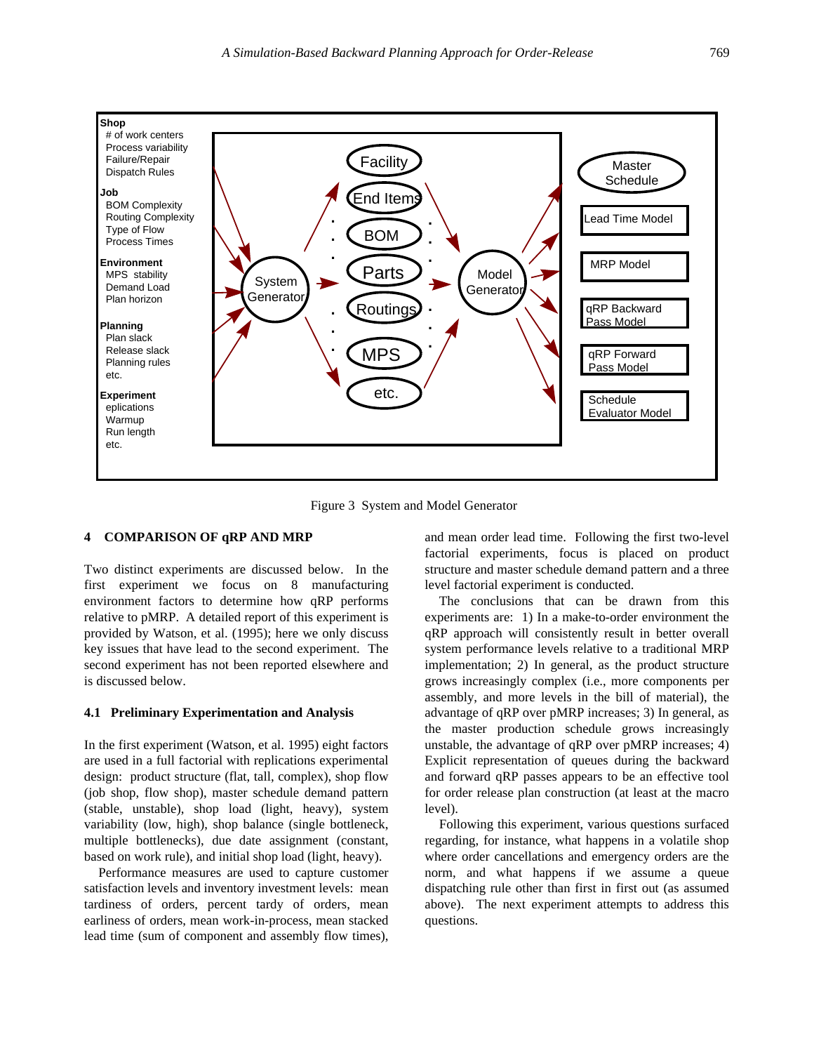Figure 3 System and Model Generator

## 4 COMPARISON OF qRP AND MRP

Two distinct experiments are discussed below. In the first experiment we focus on 8 manufacturing environment factors to determine how qRP performs relative to pMRP. A detailed report of this experiment is provided by Watson, et al. (1995); here we only discuss key issues that have lead to the second experiment. The second experiment has not been reported elsewhere and is discussed below.

### 4.1 Preliminary Experimentation and Analysis

In the first experiment (Watson, et al. 1995) eight factors are used in a full factorial with replications experimental design: product structure (flat, tall, complex), shop flow (job shop, flow shop), master schedule demand pattern (stable, unstable), shop load (light, heavy), system variability (low, high), shop balance (single bottleneck, multiple bottlenecks), due date assignment (constant, based on work rule), and initial shop load (light, heavy).

Performance measures are used to capture customer satisfaction levels and inventory investment levels: mean tardiness of orders, percent tardy of orders, mean earliness of orders, mean work-in-process, mean stacked lead time (sum of component and assembly flow times), and mean order lead time. Following the first two-level factorial experiments, focus is placed on product structure and master schedule demand pattern and a three level factorial experiment is conducted.

The conclusions that can be drawn from this experiments are: 1) In a make-to-order environment the qRP approach will consistently result in better overall system performance levels relative to a traditional MRP implementation; 2) In general, as the product structure grows increasingly complex (i.e., more components per assembly, and more levels in the bill of material), the advantage of qRP over pMRP increases; 3) In general, as the master production schedule grows increasingly unstable, the advantage of qRP over pMRP increases; 4) Explicit representation of queues during the backward and forward qRP passes appears to be an effective tool for order release plan construction (at least at the macro level).

Following this experiment, various questions surfaced regarding, for instance, what happens in a volatile shop where order cancellations and emergency orders are the norm, and what happens if we assume a queue dispatching rule other than first in first out (as assumed above). The next experiment attempts to address this questions.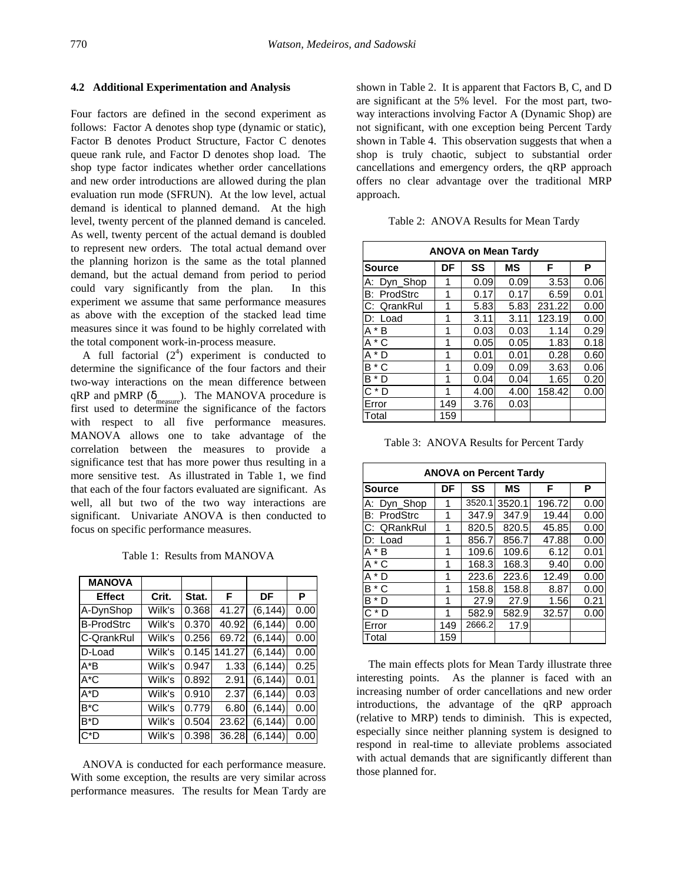### 4.2 Additional Experimentation and Analysis

Four factors are defined in the second experiment as follows: Factor A denotes shop type (dynamic or static), Factor B denotes Product Structure, Factor C denotes queue rank rule, and Factor D denotes shop load. The shop type factor indicates whether order cancellations and new order introductions are allowed during the plan evaluation run mode (SFRUN). At the low level, actual demand is identical to planned demand. At the high level, twenty percent of the planned demand is canceled. As well, twenty percent of the actual demand is doubled to represent new orders. The total actual demand over the planning horizon is the same as the total planned demand, but the actual demand from period to period could vary significantly from the plan. In this experiment we assume that same performance measures as above with the exception of the stacked lead time measures since it was found to be highly correlated with the total component work-in-process measure.

A full factorial ($2^4$) experiment is conducted to determine the significance of the four factors and their two-way interactions on the mean difference between qRP and pMRP ($\delta_{measure}$). The MANOVA procedure is first used to determine the significance of the factors with respect to all five performance measures. MANOVA allows one to take advantage of the correlation between the measures to provide a significance test that has more power thus resulting in a more sensitive test. As illustrated in Table 1, we find that each of the four factors evaluated are significant. As well, all but two of the two way interactions are significant. Univariate ANOVA is then conducted to focus on specific performance measures.

Table 1: Results from MANOVA

| MANOVA | | | | | |
|---|---|---|---|---|---|
| **Effect** | **Crit.** | **Stat.** | **F** | **DF** | **P** |
| A-DynShop | Wilk's | 0.368 | 41.27 | (6,144) | 0.00 |
| B-ProdStrc | Wilk's | 0.370 | 40.92 | (6,144) | 0.00 |
| C-QrankRul | Wilk's | 0.256 | 69.72 | (6,144) | 0.00 |
| D-Load | Wilk's | 0.145 | 141.27 | (6,144) | 0.00 |
| A*B | Wilk's | 0.947 | 1.33 | (6,144) | 0.25 |
| A*C | Wilk's | 0.892 | 2.91 | (6,144) | 0.01 |
| A*D | Wilk's | 0.910 | 2.37 | (6,144) | 0.03 |
| B*C | Wilk's | 0.779 | 6.80 | (6,144) | 0.00 |
| B*D | Wilk's | 0.504 | 23.62 | (6,144) | 0.00 |
| C*D | Wilk's | 0.398 | 36.28 | (6,144) | 0.00 |

ANOVA is conducted for each performance measure. With some exception, the results are very similar across performance measures. The results for Mean Tardy are shown in Table 2. It is apparent that Factors B, C, and D are significant at the 5% level. For the most part, two-way interactions involving Factor A (Dynamic Shop) are not significant, with one exception being Percent Tardy shown in Table 4. This observation suggests that when a shop is truly chaotic, subject to substantial order cancellations and emergency orders, the qRP approach offers no clear advantage over the traditional MRP approach.

Table 2: ANOVA Results for Mean Tardy

| ANOVA on Mean Tardy | | | | | |
|---|---|---|---|---|---|
| **Source** | **DF** | **SS** | **MS** | **F** | **P** |
| A: Dyn_Shop | 1 | 0.09 | 0.09 | 3.53 | 0.06 |
| B: ProdStrc | 1 | 0.17 | 0.17 | 6.59 | 0.01 |
| C: QrankRul | 1 | 5.83 | 5.83 | 231.22 | 0.00 |
| D: Load | 1 | 3.11 | 3.11 | 123.19 | 0.00 |
| A * B | 1 | 0.03 | 0.03 | 1.14 | 0.29 |
| A * C | 1 | 0.05 | 0.05 | 1.83 | 0.18 |
| A * D | 1 | 0.01 | 0.01 | 0.28 | 0.60 |
| B * C | 1 | 0.09 | 0.09 | 3.63 | 0.06 |
| B * D | 1 | 0.04 | 0.04 | 1.65 | 0.20 |
| C * D | 1 | 4.00 | 4.00 | 158.42 | 0.00 |
| Error | 149 | 3.76 | 0.03 | | |
| Total | 159 | | | | |

Table 3: ANOVA Results for Percent Tardy

| ANOVA on Percent Tardy | | | | | |
|---|---|---|---|---|---|
| **Source** | **DF** | **SS** | **MS** | **F** | **P** |
| A: Dyn_Shop | 1 | 3520.1 | 3520.1 | 196.72 | 0.00 |
| B: ProdStrc | 1 | 347.9 | 347.9 | 19.44 | 0.00 |
| C: QRankRul | 1 | 820.5 | 820.5 | 45.85 | 0.00 |
| D: Load | 1 | 856.7 | 856.7 | 47.88 | 0.00 |
| A * B | 1 | 109.6 | 109.6 | 6.12 | 0.01 |
| A * C | 1 | 168.3 | 168.3 | 9.40 | 0.00 |
| A * D | 1 | 223.6 | 223.6 | 12.49 | 0.00 |
| B * C | 1 | 158.8 | 158.8 | 8.87 | 0.00 |
| B * D | 1 | 27.9 | 27.9 | 1.56 | 0.21 |
| C * D | 1 | 582.9 | 582.9 | 32.57 | 0.00 |
| Error | 149 | 2666.2 | 17.9 | | |
| Total | 159 | | | | |

The main effects plots for Mean Tardy illustrate three interesting points. As the planner is faced with an increasing number of order cancellations and new order introductions, the advantage of the qRP approach (relative to MRP) tends to diminish. This is expected, especially since neither planning system is designed to respond in real-time to alleviate problems associated with actual demands that are significantly different than those planned for.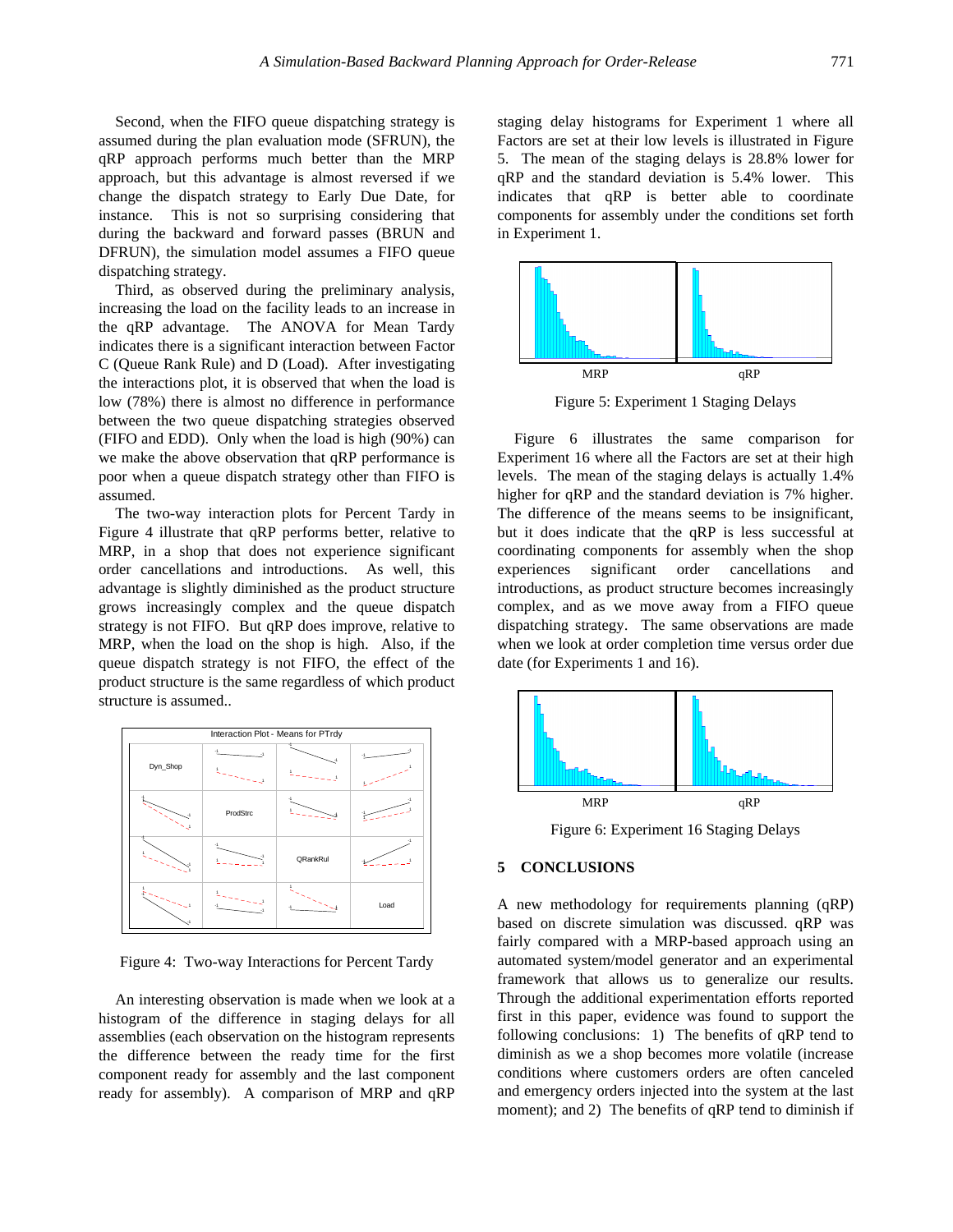Second, when the FIFO queue dispatching strategy is assumed during the plan evaluation mode (SFRUN), the qRP approach performs much better than the MRP approach, but this advantage is almost reversed if we change the dispatch strategy to Early Due Date, for instance. This is not so surprising considering that during the backward and forward passes (BRUN and DFRUN), the simulation model assumes a FIFO queue dispatching strategy.

Third, as observed during the preliminary analysis, increasing the load on the facility leads to an increase in the qRP advantage. The ANOVA for Mean Tardy indicates there is a significant interaction between Factor C (Queue Rank Rule) and D (Load). After investigating the interactions plot, it is observed that when the load is low (78%) there is almost no difference in performance between the two queue dispatching strategies observed (FIFO and EDD). Only when the load is high (90%) can we make the above observation that qRP performance is poor when a queue dispatch strategy other than FIFO is assumed.

The two-way interaction plots for Percent Tardy in Figure 4 illustrate that qRP performs better, relative to MRP, in a shop that does not experience significant order cancellations and introductions. As well, this advantage is slightly diminished as the product structure grows increasingly complex and the queue dispatch strategy is not FIFO. But qRP does improve, relative to MRP, when the load on the shop is high. Also, if the queue dispatch strategy is not FIFO, the effect of the product structure is the same regardless of which product structure is assumed..

Figure 4: Two-way Interactions for Percent Tardy

An interesting observation is made when we look at a histogram of the difference in staging delays for all assemblies (each observation on the histogram represents the difference between the ready time for the first component ready for assembly and the last component ready for assembly). A comparison of MRP and qRP staging delay histograms for Experiment 1 where all Factors are set at their low levels is illustrated in Figure 5. The mean of the staging delays is 28.8% lower for qRP and the standard deviation is 5.4% lower. This indicates that qRP is better able to coordinate components for assembly under the conditions set forth in Experiment 1.

Figure 5: Experiment 1 Staging Delays

Figure 6 illustrates the same comparison for Experiment 16 where all the Factors are set at their high levels. The mean of the staging delays is actually 1.4% higher for qRP and the standard deviation is 7% higher. The difference of the means seems to be insignificant, but it does indicate that the qRP is less successful at coordinating components for assembly when the shop experiences significant order cancellations and introductions, as product structure becomes increasingly complex, and as we move away from a FIFO queue dispatching strategy. The same observations are made when we look at order completion time versus order due date (for Experiments 1 and 16).

Figure 6: Experiment 16 Staging Delays

## 5 CONCLUSIONS

A new methodology for requirements planning (qRP) based on discrete simulation was discussed. qRP was fairly compared with a MRP-based approach using an automated system/model generator and an experimental framework that allows us to generalize our results. Through the additional experimentation efforts reported first in this paper, evidence was found to support the following conclusions: 1) The benefits of qRP tend to diminish as we a shop becomes more volatile (increase conditions where customers orders are often canceled and emergency orders injected into the system at the last moment); and 2) The benefits of qRP tend to diminish if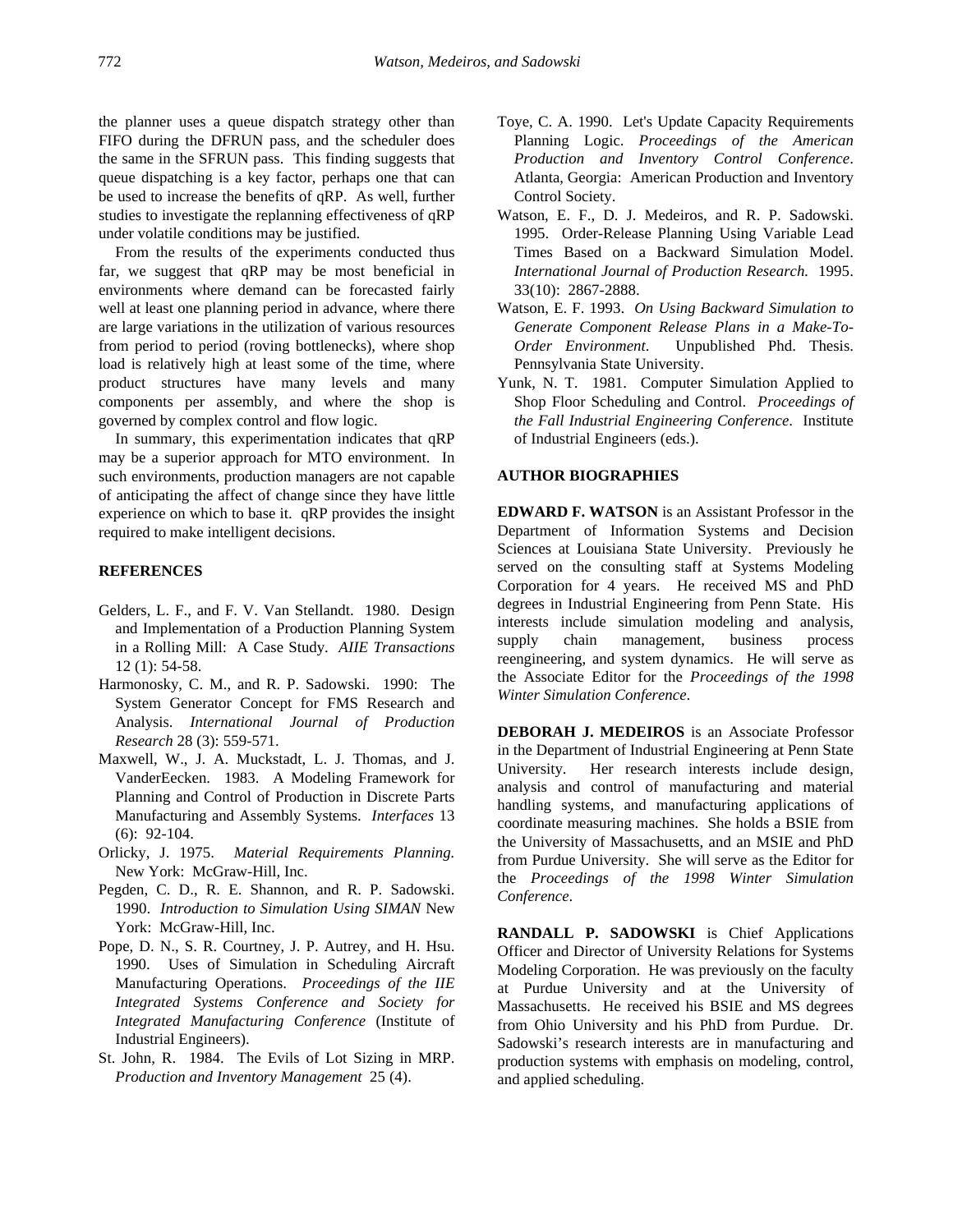the planner uses a queue dispatch strategy other than FIFO during the DFRUN pass, and the scheduler does the same in the SFRUN pass. This finding suggests that queue dispatching is a key factor, perhaps one that can be used to increase the benefits of qRP. As well, further studies to investigate the replanning effectiveness of qRP under volatile conditions may be justified.

From the results of the experiments conducted thus far, we suggest that qRP may be most beneficial in environments where demand can be forecasted fairly well at least one planning period in advance, where there are large variations in the utilization of various resources from period to period (roving bottlenecks), where shop load is relatively high at least some of the time, where product structures have many levels and many components per assembly, and where the shop is governed by complex control and flow logic.

In summary, this experimentation indicates that qRP may be a superior approach for MTO environment. In such environments, production managers are not capable of anticipating the affect of change since they have little experience on which to base it. qRP provides the insight required to make intelligent decisions.

## REFERENCES

Gelders, L. F., and F. V. Van Stellandt. 1980. Design and Implementation of a Production Planning System in a Rolling Mill: A Case Study. *AIIE Transactions* 12 (1): 54-58.

Harmonosky, C. M., and R. P. Sadowski. 1990: The System Generator Concept for FMS Research and Analysis. *International Journal of Production Research* 28 (3): 559-571.

Maxwell, W., J. A. Muckstadt, L. J. Thomas, and J. VanderEecken. 1983. A Modeling Framework for Planning and Control of Production in Discrete Parts Manufacturing and Assembly Systems. *Interfaces* 13 (6): 92-104.

Orlicky, J. 1975. *Material Requirements Planning.* New York: McGraw-Hill, Inc.

Pegden, C. D., R. E. Shannon, and R. P. Sadowski. 1990. *Introduction to Simulation Using SIMAN* New York: McGraw-Hill, Inc.

Pope, D. N., S. R. Courtney, J. P. Autrey, and H. Hsu. 1990. Uses of Simulation in Scheduling Aircraft Manufacturing Operations. *Proceedings of the IIE Integrated Systems Conference and Society for Integrated Manufacturing Conference* (Institute of Industrial Engineers).

St. John, R. 1984. The Evils of Lot Sizing in MRP. *Production and Inventory Management* 25 (4).

Toye, C. A. 1990. Let's Update Capacity Requirements Planning Logic. *Proceedings of the American Production and Inventory Control Conference*. Atlanta, Georgia: American Production and Inventory Control Society.

Watson, E. F., D. J. Medeiros, and R. P. Sadowski. 1995. Order-Release Planning Using Variable Lead Times Based on a Backward Simulation Model. *International Journal of Production Research.* 1995. 33(10): 2867-2888.

Watson, E. F. 1993. *On Using Backward Simulation to Generate Component Release Plans in a Make-To-Order Environment*. Unpublished Phd. Thesis. Pennsylvania State University.

Yunk, N. T. 1981. Computer Simulation Applied to Shop Floor Scheduling and Control. *Proceedings of the Fall Industrial Engineering Conference*. Institute of Industrial Engineers (eds.).

## AUTHOR BIOGRAPHIES

**EDWARD F. WATSON** is an Assistant Professor in the Department of Information Systems and Decision Sciences at Louisiana State University. Previously he served on the consulting staff at Systems Modeling Corporation for 4 years. He received MS and PhD degrees in Industrial Engineering from Penn State. His interests include simulation modeling and analysis, supply chain management, business process reengineering, and system dynamics. He will serve as the Associate Editor for the *Proceedings of the 1998 Winter Simulation Conference*.

**DEBORAH J. MEDEIROS** is an Associate Professor in the Department of Industrial Engineering at Penn State University. Her research interests include design, analysis and control of manufacturing and material handling systems, and manufacturing applications of coordinate measuring machines. She holds a BSIE from the University of Massachusetts, and an MSIE and PhD from Purdue University. She will serve as the Editor for the *Proceedings of the 1998 Winter Simulation Conference*.

**RANDALL P. SADOWSKI** is Chief Applications Officer and Director of University Relations for Systems Modeling Corporation. He was previously on the faculty at Purdue University and at the University of Massachusetts. He received his BSIE and MS degrees from Ohio University and his PhD from Purdue. Dr. Sadowski's research interests are in manufacturing and production systems with emphasis on modeling, control, and applied scheduling.